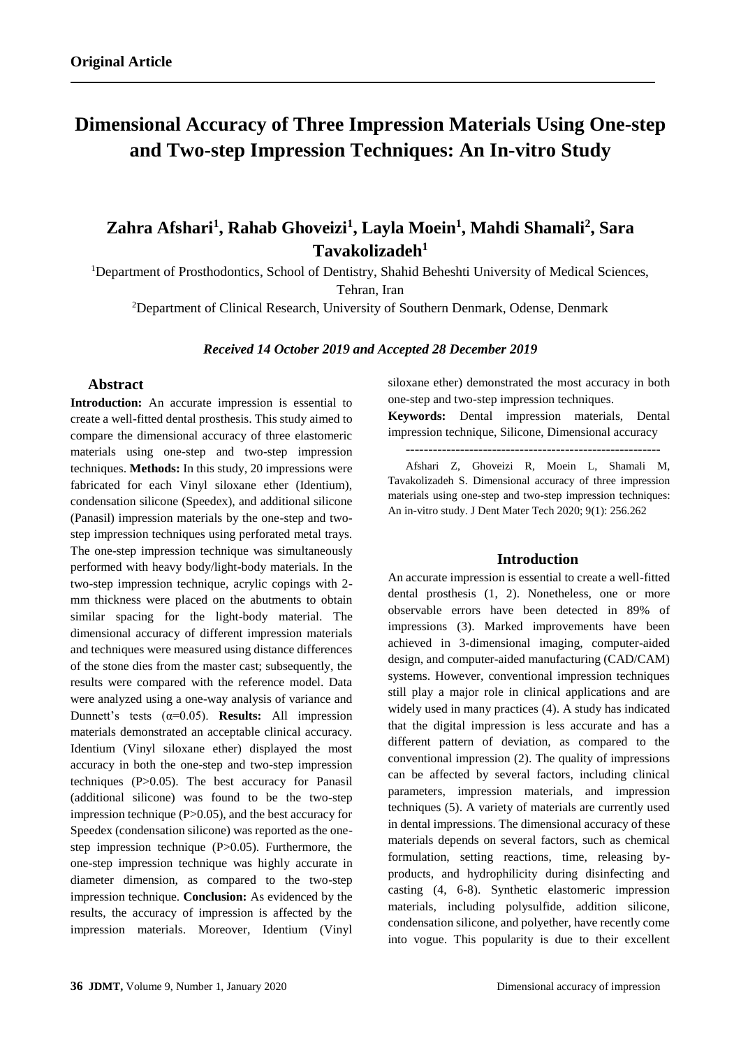**Original Article**

# Dimensional Accuracy of Three Impression Materials Using One-step and Two-step Impression Techniques: An In-vitro Study

## Zahra Afshari[1], Rahab Ghoveizi[1], Layla Moein[1], Mahdi Shamali[2], Sara Tavakolizadeh[1]

[1]Department of Prosthodontics, School of Dentistry, Shahid Beheshti University of Medical Sciences, Tehran, Iran

[2]Department of Clinical Research, University of Southern Denmark, Odense, Denmark

***Received 14 October 2019 and Accepted 28 December 2019***

### Abstract

**Introduction:** An accurate impression is essential to create a well-fitted dental prosthesis. This study aimed to compare the dimensional accuracy of three elastomeric materials using one-step and two-step impression techniques. **Methods:** In this study, 20 impressions were fabricated for each Vinyl siloxane ether (Identium), condensation silicone (Speedex), and additional silicone (Panasil) impression materials by the one-step and two-step impression techniques using perforated metal trays. The one-step impression technique was simultaneously performed with heavy body/light-body materials. In the two-step impression technique, acrylic copings with 2-mm thickness were placed on the abutments to obtain similar spacing for the light-body material. The dimensional accuracy of different impression materials and techniques were measured using distance differences of the stone dies from the master cast; subsequently, the results were compared with the reference model. Data were analyzed using a one-way analysis of variance and Dunnett's tests ($\alpha$=0.05). **Results:** All impression materials demonstrated an acceptable clinical accuracy. Identium (Vinyl siloxane ether) displayed the most accuracy in both the one-step and two-step impression techniques ($P>0.05$). The best accuracy for Panasil (additional silicone) was found to be the two-step impression technique ($P>0.05$), and the best accuracy for Speedex (condensation silicone) was reported as the one-step impression technique ($P>0.05$). Furthermore, the one-step impression technique was highly accurate in diameter dimension, as compared to the two-step impression technique. **Conclusion:** As evidenced by the results, the accuracy of impression is affected by the impression materials. Moreover, Identium (Vinyl siloxane ether) demonstrated the most accuracy in both one-step and two-step impression techniques.

**Keywords:** Dental impression materials, Dental impression technique, Silicone, Dimensional accuracy

---

Afshari Z, Ghoveizi R, Moein L, Shamali M, Tavakolizadeh S. Dimensional accuracy of three impression materials using one-step and two-step impression techniques: An in-vitro study. J Dent Mater Tech 2020; 9(1): 256.262

### Introduction

An accurate impression is essential to create a well-fitted dental prosthesis (1, 2). Nonetheless, one or more observable errors have been detected in 89% of impressions (3). Marked improvements have been achieved in 3-dimensional imaging, computer-aided design, and computer-aided manufacturing (CAD/CAM) systems. However, conventional impression techniques still play a major role in clinical applications and are widely used in many practices (4). A study has indicated that the digital impression is less accurate and has a different pattern of deviation, as compared to the conventional impression (2). The quality of impressions can be affected by several factors, including clinical parameters, impression materials, and impression techniques (5). A variety of materials are currently used in dental impressions. The dimensional accuracy of these materials depends on several factors, such as chemical formulation, setting reactions, time, releasing by-products, and hydrophilicity during disinfecting and casting (4, 6-8). Synthetic elastomeric impression materials, including polysulfide, addition silicone, condensation silicone, and polyether, have recently come into vogue. This popularity is due to their excellent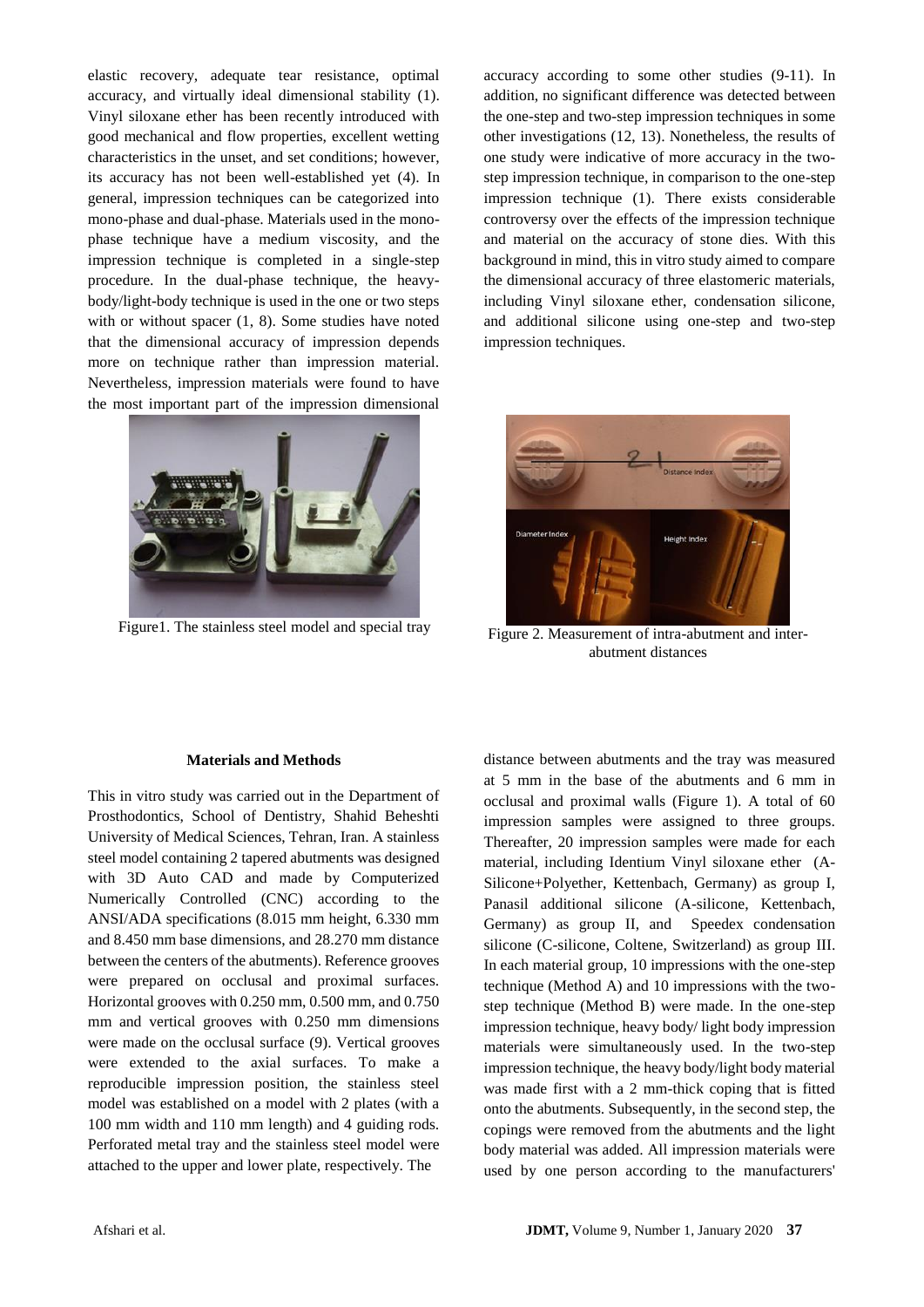elastic recovery, adequate tear resistance, optimal accuracy, and virtually ideal dimensional stability (1). Vinyl siloxane ether has been recently introduced with good mechanical and flow properties, excellent wetting characteristics in the unset, and set conditions; however, its accuracy has not been well-established yet (4). In general, impression techniques can be categorized into mono-phase and dual-phase. Materials used in the mono-phase technique have a medium viscosity, and the impression technique is completed in a single-step procedure. In the dual-phase technique, the heavy-body/light-body technique is used in the one or two steps with or without spacer (1, 8). Some studies have noted that the dimensional accuracy of impression depends more on technique rather than impression material. Nevertheless, impression materials were found to have the most important part of the impression dimensional accuracy according to some other studies (9-11). In addition, no significant difference was detected between the one-step and two-step impression techniques in some other investigations (12, 13). Nonetheless, the results of one study were indicative of more accuracy in the two-step impression technique, in comparison to the one-step impression technique (1). There exists considerable controversy over the effects of the impression technique and material on the accuracy of stone dies. With this background in mind, this in vitro study aimed to compare the dimensional accuracy of three elastomeric materials, including Vinyl siloxane ether, condensation silicone, and additional silicone using one-step and two-step impression techniques.

Figure1. The stainless steel model and special tray

Figure 2. Measurement of intra-abutment and inter-abutment distances

## Materials and Methods

This in vitro study was carried out in the Department of Prosthodontics, School of Dentistry, Shahid Beheshti University of Medical Sciences, Tehran, Iran. A stainless steel model containing 2 tapered abutments was designed with 3D Auto CAD and made by Computerized Numerically Controlled (CNC) according to the ANSI/ADA specifications (8.015 mm height, 6.330 mm and 8.450 mm base dimensions, and 28.270 mm distance between the centers of the abutments). Reference grooves were prepared on occlusal and proximal surfaces. Horizontal grooves with 0.250 mm, 0.500 mm, and 0.750 mm and vertical grooves with 0.250 mm dimensions were made on the occlusal surface (9). Vertical grooves were extended to the axial surfaces. To make a reproducible impression position, the stainless steel model was established on a model with 2 plates (with a 100 mm width and 110 mm length) and 4 guiding rods. Perforated metal tray and the stainless steel model were attached to the upper and lower plate, respectively. The distance between abutments and the tray was measured at 5 mm in the base of the abutments and 6 mm in occlusal and proximal walls (Figure 1). A total of 60 impression samples were assigned to three groups. Thereafter, 20 impression samples were made for each material, including Identium Vinyl siloxane ether (A-Silicone+Polyether, Kettenbach, Germany) as group I, Panasil additional silicone (A-silicone, Kettenbach, Germany) as group II, and Speedex condensation silicone (C-silicone, Coltene, Switzerland) as group III. In each material group, 10 impressions with the one-step technique (Method A) and 10 impressions with the two-step technique (Method B) were made. In the one-step impression technique, heavy body/ light body impression materials were simultaneously used. In the two-step impression technique, the heavy body/light body material was made first with a 2 mm-thick coping that is fitted onto the abutments. Subsequently, in the second step, the copings were removed from the abutments and the light body material was added. All impression materials were used by one person according to the manufacturers'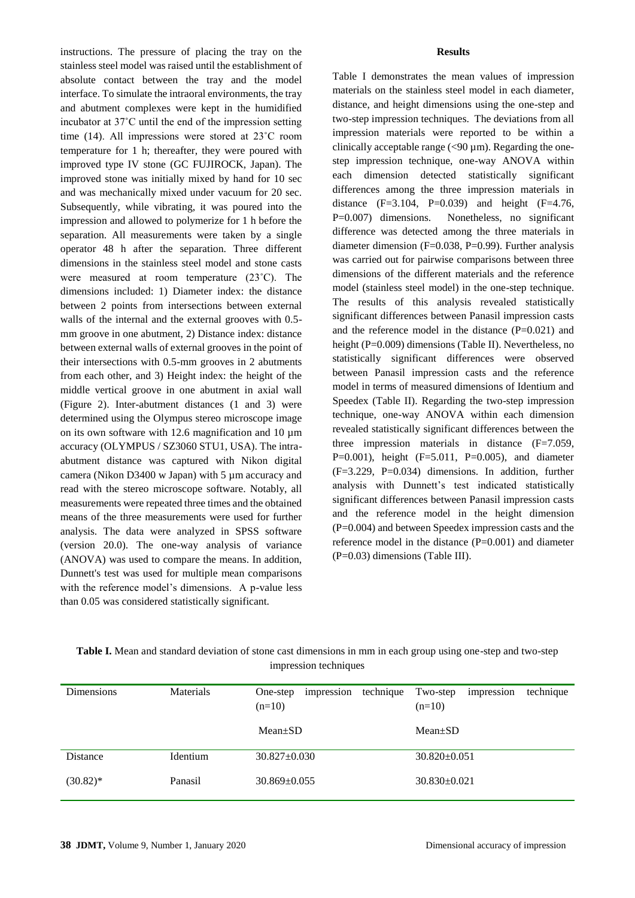instructions. The pressure of placing the tray on the stainless steel model was raised until the establishment of absolute contact between the tray and the model interface. To simulate the intraoral environments, the tray and abutment complexes were kept in the humidified incubator at 37˚C until the end of the impression setting time (14). All impressions were stored at 23˚C room temperature for 1 h; thereafter, they were poured with improved type IV stone (GC FUJIROCK, Japan). The improved stone was initially mixed by hand for 10 sec and was mechanically mixed under vacuum for 20 sec. Subsequently, while vibrating, it was poured into the impression and allowed to polymerize for 1 h before the separation. All measurements were taken by a single operator 48 h after the separation. Three different dimensions in the stainless steel model and stone casts were measured at room temperature (23˚C). The dimensions included: 1) Diameter index: the distance between 2 points from intersections between external walls of the internal and the external grooves with 0.5-mm groove in one abutment, 2) Distance index: distance between external walls of external grooves in the point of their intersections with 0.5-mm grooves in 2 abutments from each other, and 3) Height index: the height of the middle vertical groove in one abutment in axial wall (Figure 2). Inter-abutment distances (1 and 3) were determined using the Olympus stereo microscope image on its own software with 12.6 magnification and 10 µm accuracy (OLYMPUS / SZ3060 STU1, USA). The intra-abutment distance was captured with Nikon digital camera (Nikon D3400 w Japan) with 5 µm accuracy and read with the stereo microscope software. Notably, all measurements were repeated three times and the obtained means of the three measurements were used for further analysis. The data were analyzed in SPSS software (version 20.0). The one-way analysis of variance (ANOVA) was used to compare the means. In addition, Dunnett's test was used for multiple mean comparisons with the reference model's dimensions. A p-value less than 0.05 was considered statistically significant.

## Results

Table I demonstrates the mean values of impression materials on the stainless steel model in each diameter, distance, and height dimensions using the one-step and two-step impression techniques. The deviations from all impression materials were reported to be within a clinically acceptable range (<90 µm). Regarding the one-step impression technique, one-way ANOVA within each dimension detected statistically significant differences among the three impression materials in distance ($F=3.104$, $P=0.039$) and height ($F=4.76$, $P=0.007$) dimensions. Nonetheless, no significant difference was detected among the three materials in diameter dimension ($F=0.038$, $P=0.99$). Further analysis was carried out for pairwise comparisons between three dimensions of the different materials and the reference model (stainless steel model) in the one-step technique. The results of this analysis revealed statistically significant differences between Panasil impression casts and the reference model in the distance ($P=0.021$) and height ($P=0.009$) dimensions (Table II). Nevertheless, no statistically significant differences were observed between Panasil impression casts and the reference model in terms of measured dimensions of Identium and Speedex (Table II). Regarding the two-step impression technique, one-way ANOVA within each dimension revealed statistically significant differences between the three impression materials in distance ($F=7.059$, $P=0.001$), height ($F=5.011$, $P=0.005$), and diameter ($F=3.229$, $P=0.034$) dimensions. In addition, further analysis with Dunnett's test indicated statistically significant differences between Panasil impression casts and the reference model in the height dimension ($P=0.004$) and between Speedex impression casts and the reference model in the distance ($P=0.001$) and diameter ($P=0.03$) dimensions (Table III).

**Table I.** Mean and standard deviation of stone cast dimensions in mm in each group using one-step and two-step impression techniques

| Dimensions | Materials | One-step impression technique (n=10) | Two-step impression technique (n=10) |
|---|---|---|---|
| | | Mean±SD | Mean±SD |
| Distance | Identium | 30.827±0.030 | 30.820±0.051 |
| (30.82)* | Panasil | 30.869±0.055 | 30.830±0.021 |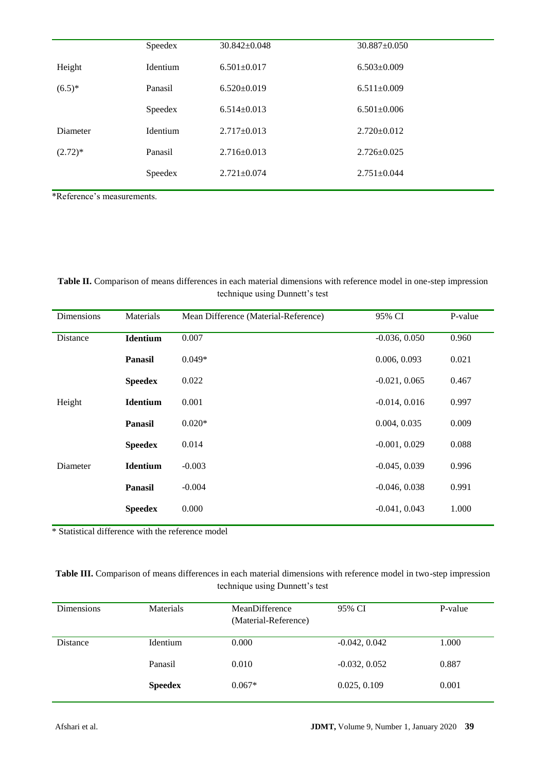|  | Speedex | 30.842±0.048 | 30.887±0.050 |
| --- | --- | --- | --- |
| Height | Identium | 6.501±0.017 | 6.503±0.009 |
| (6.5)* | Panasil | 6.520±0.019 | 6.511±0.009 |
|  | Speedex | 6.514±0.013 | 6.501±0.006 |
| Diameter | Identium | 2.717±0.013 | 2.720±0.012 |
| (2.72)* | Panasil | 2.716±0.013 | 2.726±0.025 |
|  | Speedex | 2.721±0.074 | 2.751±0.044 |

*Reference's measurements.

**Table II.** Comparison of means differences in each material dimensions with reference model in one-step impression technique using Dunnett's test

| Dimensions | Materials | Mean Difference (Material-Reference) | 95% CI | P-value |
| --- | --- | --- | --- | --- |
| Distance | **Identium** | 0.007 | -0.036, 0.050 | 0.960 |
|  | **Panasil** | 0.049* | 0.006, 0.093 | 0.021 |
|  | **Speedex** | 0.022 | -0.021, 0.065 | 0.467 |
| Height | **Identium** | 0.001 | -0.014, 0.016 | 0.997 |
|  | **Panasil** | 0.020* | 0.004, 0.035 | 0.009 |
|  | **Speedex** | 0.014 | -0.001, 0.029 | 0.088 |
| Diameter | **Identium** | -0.003 | -0.045, 0.039 | 0.996 |
|  | **Panasil** | -0.004 | -0.046, 0.038 | 0.991 |
|  | **Speedex** | 0.000 | -0.041, 0.043 | 1.000 |

* Statistical difference with the reference model

**Table III.** Comparison of means differences in each material dimensions with reference model in two-step impression technique using Dunnett's test

| Dimensions | Materials | MeanDifference (Material-Reference) | 95% CI | P-value |
| --- | --- | --- | --- | --- |
| Distance | Identium | 0.000 | -0.042, 0.042 | 1.000 |
|  | Panasil | 0.010 | -0.032, 0.052 | 0.887 |
|  | **Speedex** | 0.067* | 0.025, 0.109 | 0.001 |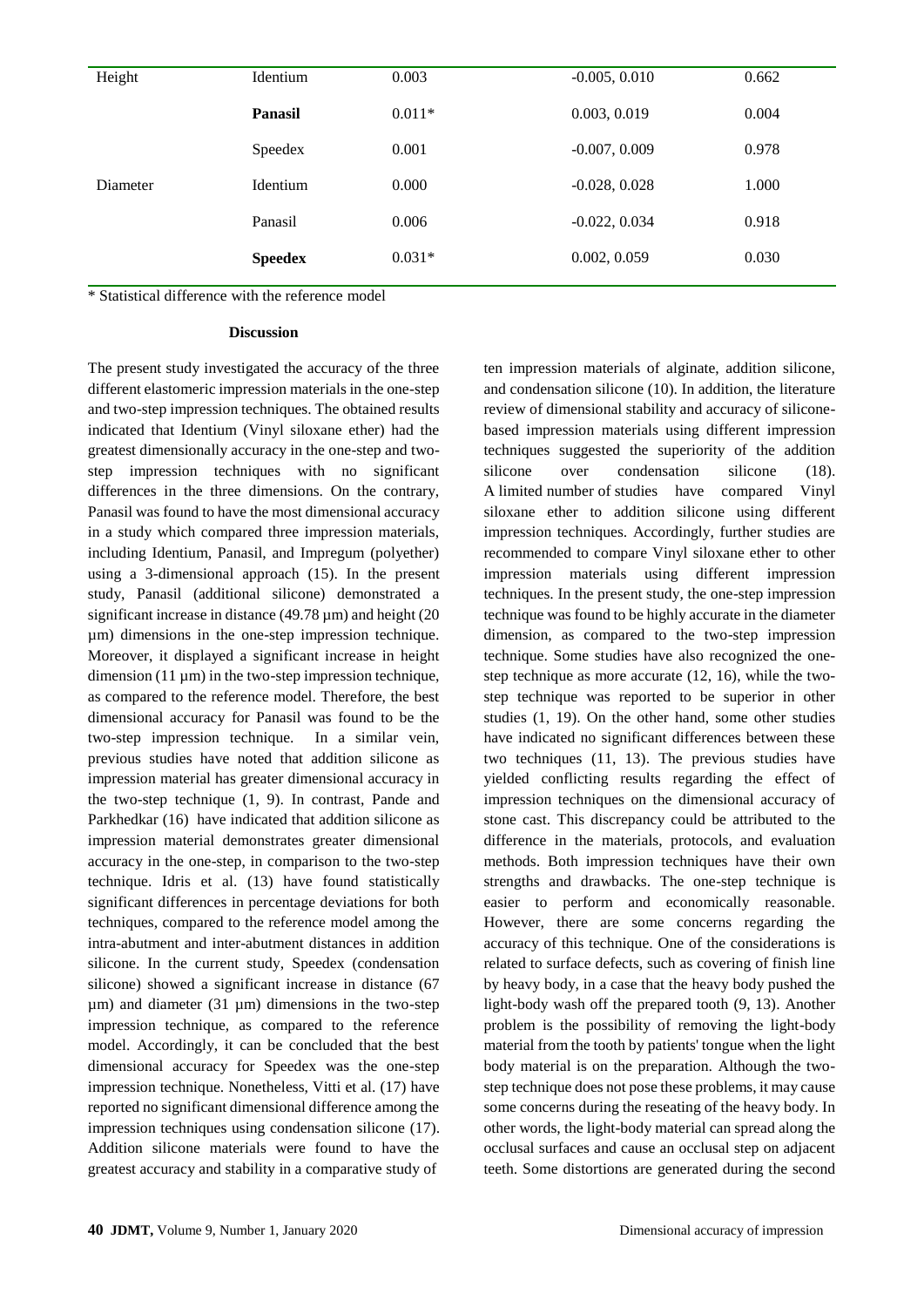| Height | Identium | 0.003 | -0.005, 0.010 | 0.662 |
|---|---|---|---|---|
| | **Panasil** | 0.011* | 0.003, 0.019 | 0.004 |
| | Speedex | 0.001 | -0.007, 0.009 | 0.978 |
| Diameter | Identium | 0.000 | -0.028, 0.028 | 1.000 |
| | Panasil | 0.006 | -0.022, 0.034 | 0.918 |
| | **Speedex** | 0.031* | 0.002, 0.059 | 0.030 |

* Statistical difference with the reference model

## Discussion

The present study investigated the accuracy of the three different elastomeric impression materials in the one-step and two-step impression techniques. The obtained results indicated that Identium (Vinyl siloxane ether) had the greatest dimensionally accuracy in the one-step and two-step impression techniques with no significant differences in the three dimensions. On the contrary, Panasil was found to have the most dimensional accuracy in a study which compared three impression materials, including Identium, Panasil, and Impregum (polyether) using a 3-dimensional approach (15). In the present study, Panasil (additional silicone) demonstrated a significant increase in distance (49.78 µm) and height (20 µm) dimensions in the one-step impression technique. Moreover, it displayed a significant increase in height dimension (11 µm) in the two-step impression technique, as compared to the reference model. Therefore, the best dimensional accuracy for Panasil was found to be the two-step impression technique. In a similar vein, previous studies have noted that addition silicone as impression material has greater dimensional accuracy in the two-step technique (1, 9). In contrast, Pande and Parkhedkar (16) have indicated that addition silicone as impression material demonstrates greater dimensional accuracy in the one-step, in comparison to the two-step technique. Idris et al. (13) have found statistically significant differences in percentage deviations for both techniques, compared to the reference model among the intra-abutment and inter-abutment distances in addition silicone. In the current study, Speedex (condensation silicone) showed a significant increase in distance (67 µm) and diameter (31 µm) dimensions in the two-step impression technique, as compared to the reference model. Accordingly, it can be concluded that the best dimensional accuracy for Speedex was the one-step impression technique. Nonetheless, Vitti et al. (17) have reported no significant dimensional difference among the impression techniques using condensation silicone (17). Addition silicone materials were found to have the greatest accuracy and stability in a comparative study of ten impression materials of alginate, addition silicone, and condensation silicone (10). In addition, the literature review of dimensional stability and accuracy of silicone-based impression materials using different impression techniques suggested the superiority of the addition silicone over condensation silicone (18). A limited number of studies have compared Vinyl siloxane ether to addition silicone using different impression techniques. Accordingly, further studies are recommended to compare Vinyl siloxane ether to other impression materials using different impression techniques. In the present study, the one-step impression technique was found to be highly accurate in the diameter dimension, as compared to the two-step impression technique. Some studies have also recognized the one-step technique as more accurate (12, 16), while the two-step technique was reported to be superior in other studies (1, 19). On the other hand, some other studies have indicated no significant differences between these two techniques (11, 13). The previous studies have yielded conflicting results regarding the effect of impression techniques on the dimensional accuracy of stone cast. This discrepancy could be attributed to the difference in the materials, protocols, and evaluation methods. Both impression techniques have their own strengths and drawbacks. The one-step technique is easier to perform and economically reasonable. However, there are some concerns regarding the accuracy of this technique. One of the considerations is related to surface defects, such as covering of finish line by heavy body, in a case that the heavy body pushed the light-body wash off the prepared tooth (9, 13). Another problem is the possibility of removing the light-body material from the tooth by patients' tongue when the light body material is on the preparation. Although the two-step technique does not pose these problems, it may cause some concerns during the reseating of the heavy body. In other words, the light-body material can spread along the occlusal surfaces and cause an occlusal step on adjacent teeth. Some distortions are generated during the second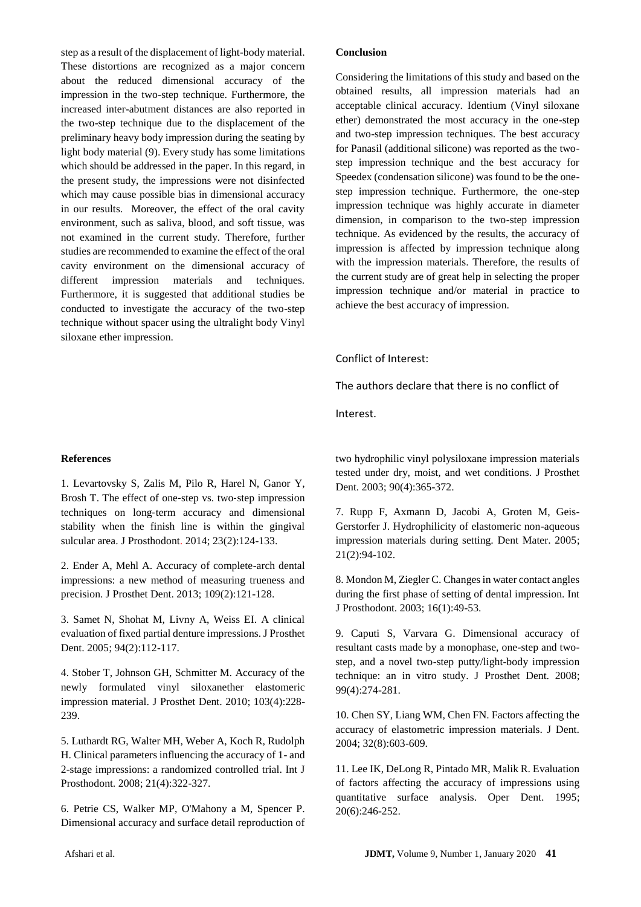step as a result of the displacement of light-body material. These distortions are recognized as a major concern about the reduced dimensional accuracy of the impression in the two-step technique. Furthermore, the increased inter-abutment distances are also reported in the two-step technique due to the displacement of the preliminary heavy body impression during the seating by light body material (9). Every study has some limitations which should be addressed in the paper. In this regard, in the present study, the impressions were not disinfected which may cause possible bias in dimensional accuracy in our results. Moreover, the effect of the oral cavity environment, such as saliva, blood, and soft tissue, was not examined in the current study. Therefore, further studies are recommended to examine the effect of the oral cavity environment on the dimensional accuracy of different impression materials and techniques. Furthermore, it is suggested that additional studies be conducted to investigate the accuracy of the two-step technique without spacer using the ultralight body Vinyl siloxane ether impression.

**Conclusion**

Considering the limitations of this study and based on the obtained results, all impression materials had an acceptable clinical accuracy. Identium (Vinyl siloxane ether) demonstrated the most accuracy in the one-step and two-step impression techniques. The best accuracy for Panasil (additional silicone) was reported as the two-step impression technique and the best accuracy for Speedex (condensation silicone) was found to be the one-step impression technique. Furthermore, the one-step impression technique was highly accurate in diameter dimension, in comparison to the two-step impression technique. As evidenced by the results, the accuracy of impression is affected by impression technique along with the impression materials. Therefore, the results of the current study are of great help in selecting the proper impression technique and/or material in practice to achieve the best accuracy of impression.

Conflict of Interest:

The authors declare that there is no conflict of Interest.

**References**

1. Levartovsky S, Zalis M, Pilo R, Harel N, Ganor Y, Brosh T. The effect of one-step vs. two-step impression techniques on long-term accuracy and dimensional stability when the finish line is within the gingival sulcular area. J Prosthodont. 2014; 23(2):124-133.

2. Ender A, Mehl A. Accuracy of complete-arch dental impressions: a new method of measuring trueness and precision. J Prosthet Dent. 2013; 109(2):121-128.

3. Samet N, Shohat M, Livny A, Weiss EI. A clinical evaluation of fixed partial denture impressions. J Prosthet Dent. 2005; 94(2):112-117.

4. Stober T, Johnson GH, Schmitter M. Accuracy of the newly formulated vinyl siloxanether elastomeric impression material. J Prosthet Dent. 2010; 103(4):228-239.

5. Luthardt RG, Walter MH, Weber A, Koch R, Rudolph H. Clinical parameters influencing the accuracy of 1- and 2-stage impressions: a randomized controlled trial. Int J Prosthodont. 2008; 21(4):322-327.

6. Petrie CS, Walker MP, O'Mahony a M, Spencer P. Dimensional accuracy and surface detail reproduction of two hydrophilic vinyl polysiloxane impression materials tested under dry, moist, and wet conditions. J Prosthet Dent. 2003; 90(4):365-372.

7. Rupp F, Axmann D, Jacobi A, Groten M, Geis-Gerstorfer J. Hydrophilicity of elastomeric non-aqueous impression materials during setting. Dent Mater. 2005; 21(2):94-102.

8. Mondon M, Ziegler C. Changes in water contact angles during the first phase of setting of dental impression. Int J Prosthodont. 2003; 16(1):49-53.

9. Caputi S, Varvara G. Dimensional accuracy of resultant casts made by a monophase, one-step and two-step, and a novel two-step putty/light-body impression technique: an in vitro study. J Prosthet Dent. 2008; 99(4):274-281.

10. Chen SY, Liang WM, Chen FN. Factors affecting the accuracy of elastometric impression materials. J Dent. 2004; 32(8):603-609.

11. Lee IK, DeLong R, Pintado MR, Malik R. Evaluation of factors affecting the accuracy of impressions using quantitative surface analysis. Oper Dent. 1995; 20(6):246-252.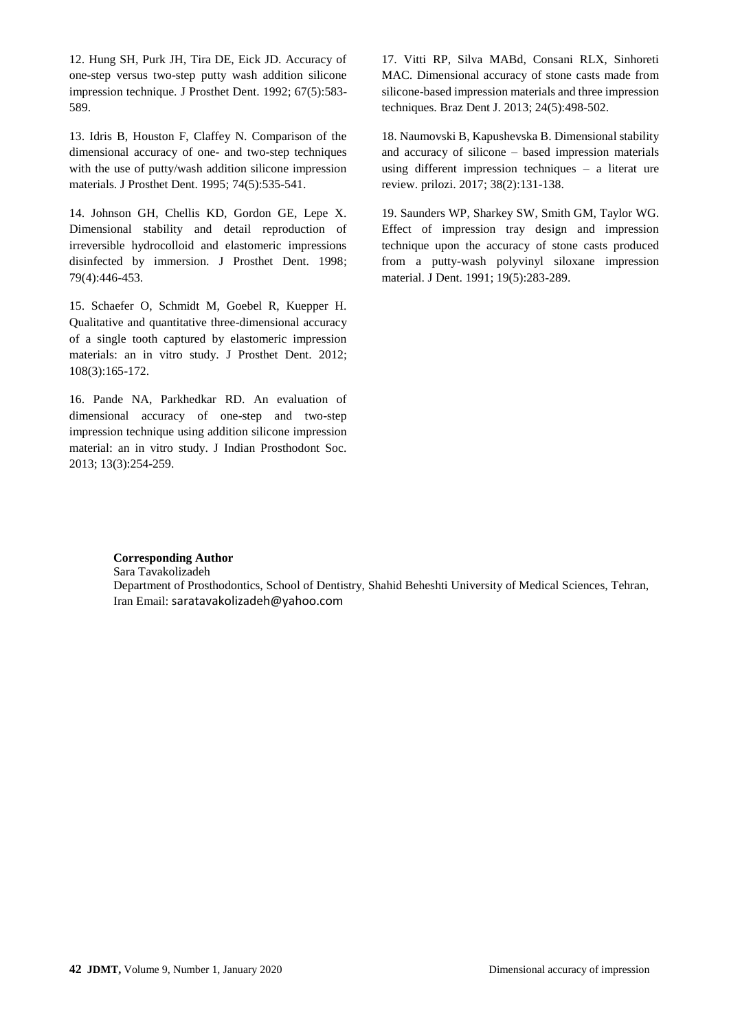12. Hung SH, Purk JH, Tira DE, Eick JD. Accuracy of one-step versus two-step putty wash addition silicone impression technique. J Prosthet Dent. 1992; 67(5):583-589.

13. Idris B, Houston F, Claffey N. Comparison of the dimensional accuracy of one- and two-step techniques with the use of putty/wash addition silicone impression materials. J Prosthet Dent. 1995; 74(5):535-541.

14. Johnson GH, Chellis KD, Gordon GE, Lepe X. Dimensional stability and detail reproduction of irreversible hydrocolloid and elastomeric impressions disinfected by immersion. J Prosthet Dent. 1998; 79(4):446-453.

15. Schaefer O, Schmidt M, Goebel R, Kuepper H. Qualitative and quantitative three-dimensional accuracy of a single tooth captured by elastomeric impression materials: an in vitro study. J Prosthet Dent. 2012; 108(3):165-172.

16. Pande NA, Parkhedkar RD. An evaluation of dimensional accuracy of one-step and two-step impression technique using addition silicone impression material: an in vitro study. J Indian Prosthodont Soc. 2013; 13(3):254-259.

17. Vitti RP, Silva MABd, Consani RLX, Sinhoreti MAC. Dimensional accuracy of stone casts made from silicone-based impression materials and three impression techniques. Braz Dent J. 2013; 24(5):498-502.

18. Naumovski B, Kapushevska B. Dimensional stability and accuracy of silicone – based impression materials using different impression techniques – a literat ure review. prilozi. 2017; 38(2):131-138.

19. Saunders WP, Sharkey SW, Smith GM, Taylor WG. Effect of impression tray design and impression technique upon the accuracy of stone casts produced from a putty-wash polyvinyl siloxane impression material. J Dent. 1991; 19(5):283-289.

**Corresponding Author**
Sara Tavakolizadeh
Department of Prosthodontics, School of Dentistry, Shahid Beheshti University of Medical Sciences, Tehran, Iran Email: saratavakolizadeh@yahoo.com